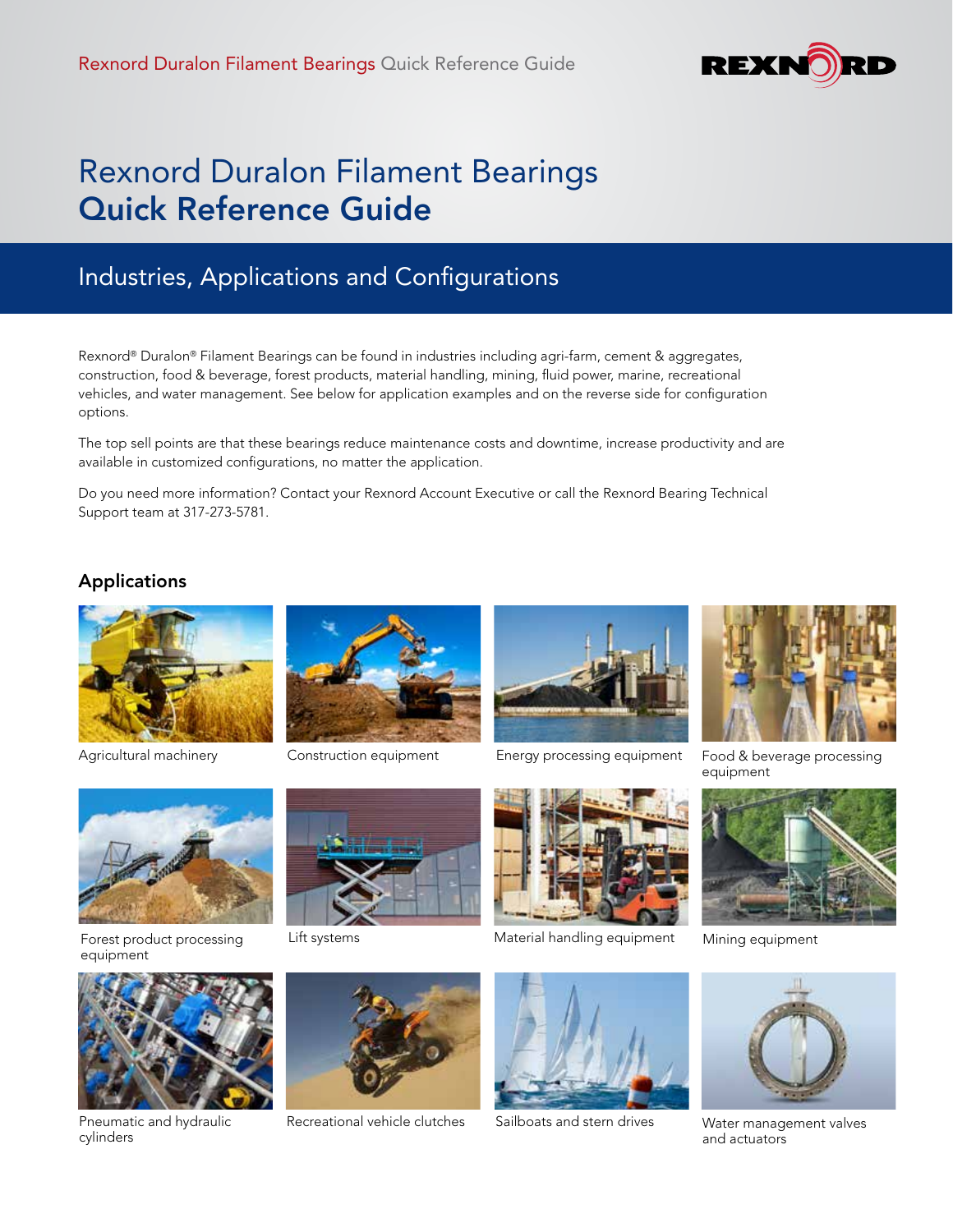# Rexnord Duralon Filament Bearings **Quick Reference Guide**

## Industries, Applications and Configurations

Rexnord® Duralon® Filament Bearings can be found in industries including agri-farm, cement & aggregates, construction, food & beverage, forest products, material handling, mining, fluid power, marine, recreational vehicles, and water management. See below for application examples and on the reverse side for configuration options.

The top sell points are that these bearings reduce maintenance costs and downtime, increase productivity and are available in customized configurations, no matter the application.

Do you need more information? Contact your Rexnord Account Executive or call the Rexnord Bearing Technical Support team at 317-273-5781.

### Applications

Agricultural machinery

Construction equipment

Energy processing equipment

Food & beverage processing equipment

Forest product processing equipment

Lift systems

Material handling equipment

Mining equipment

Pneumatic and hydraulic cylinders

Recreational vehicle clutches

Sailboats and stern drives

Water management valves and actuators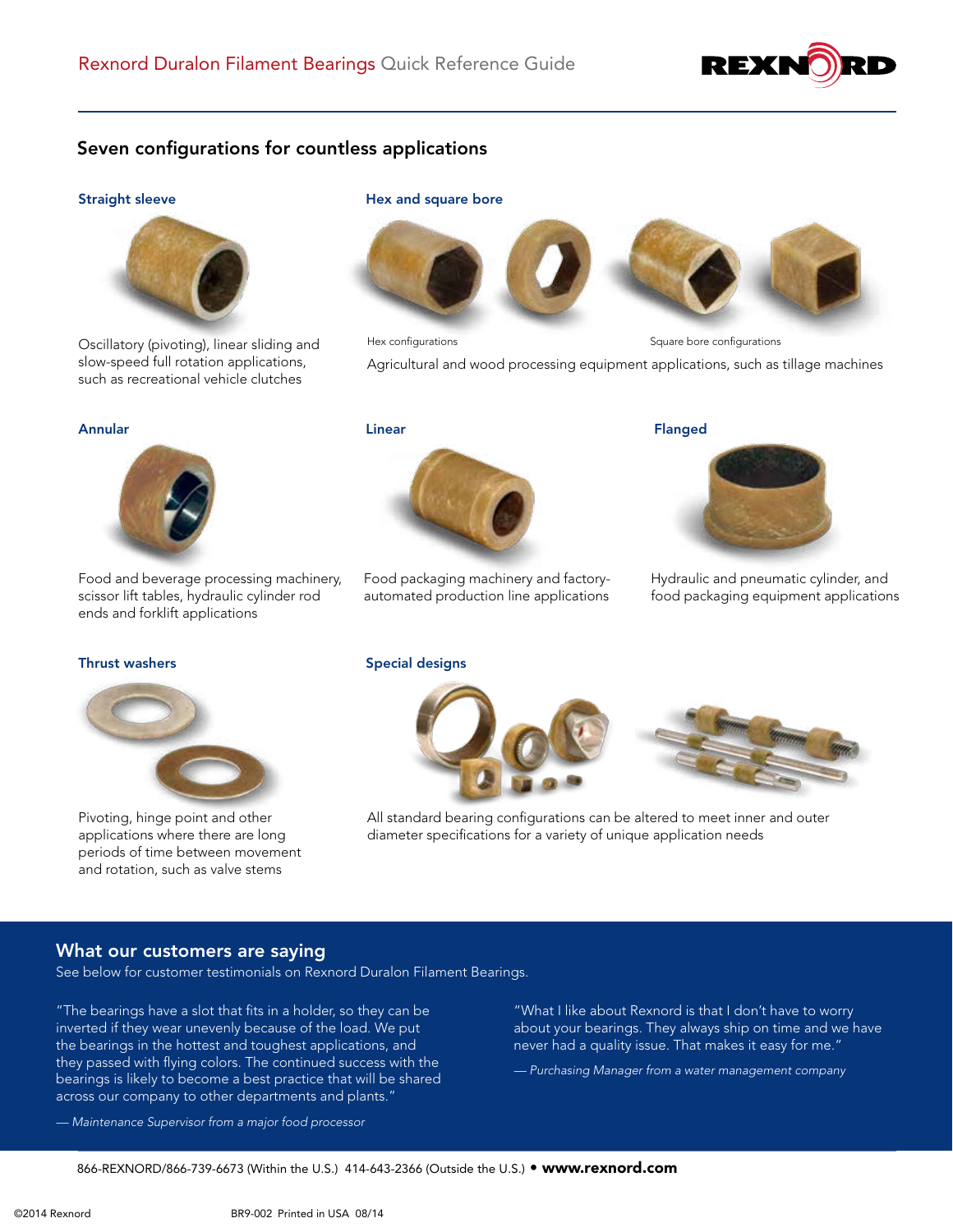## Seven configurations for countless applications

### Straight sleeve

Oscillatory (pivoting), linear sliding and slow-speed full rotation applications, such as recreational vehicle clutches

### Hex and square bore

Hex configurations

Square bore configurations

Agricultural and wood processing equipment applications, such as tillage machines

### Annular

Food and beverage processing machinery, scissor lift tables, hydraulic cylinder rod ends and forklift applications

### Linear

Food packaging machinery and factory-automated production line applications

### Flanged

Hydraulic and pneumatic cylinder, and food packaging equipment applications

### Thrust washers

Pivoting, hinge point and other applications where there are long periods of time between movement and rotation, such as valve stems

### Special designs

All standard bearing configurations can be altered to meet inner and outer diameter specifications for a variety of unique application needs

## What our customers are saying

See below for customer testimonials on Rexnord Duralon Filament Bearings.

"The bearings have a slot that fits in a holder, so they can be inverted if they wear unevenly because of the load. We put the bearings in the hottest and toughest applications, and they passed with flying colors. The continued success with the bearings is likely to become a best practice that will be shared across our company to other departments and plants."

*— Maintenance Supervisor from a major food processor*

"What I like about Rexnord is that I don't have to worry about your bearings. They always ship on time and we have never had a quality issue. That makes it easy for me."

*— Purchasing Manager from a water management company*

866-REXNORD/866-739-6673 (Within the U.S.) 414-643-2366 (Outside the U.S.) • **www.rexnord.com**

©2014 Rexnord BR9-002 Printed in USA 08/14